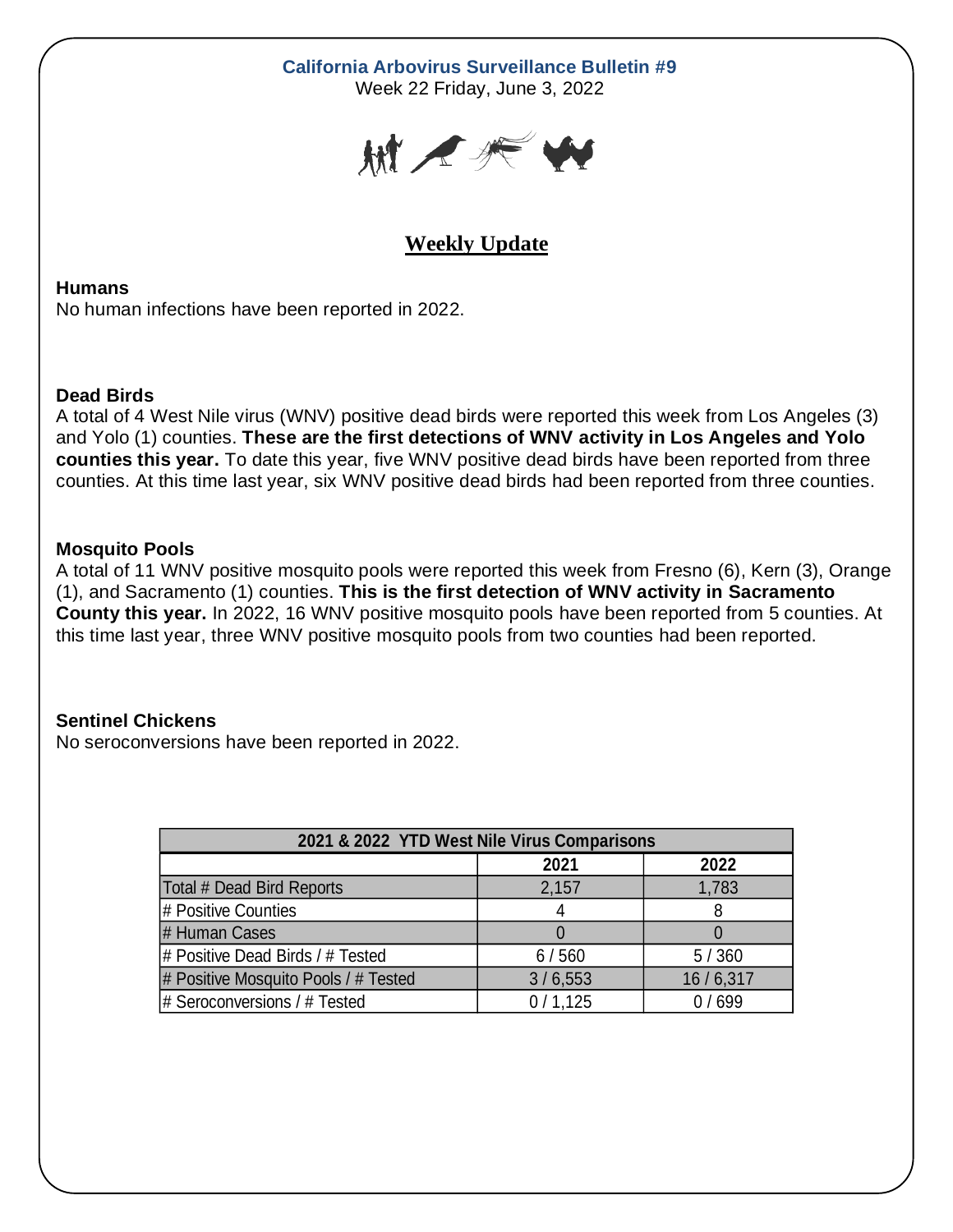# California Arbovirus Surveillance Bulletin #9

Week 22 Friday, June 3, 2022

## Weekly Update

**Humans**

No human infections have been reported in 2022.

**Dead Birds**

A total of 4 West Nile virus (WNV) positive dead birds were reported this week from Los Angeles (3) and Yolo (1) counties. **These are the first detections of WNV activity in Los Angeles and Yolo counties this year.** To date this year, five WNV positive dead birds have been reported from three counties. At this time last year, six WNV positive dead birds had been reported from three counties.

**Mosquito Pools**

A total of 11 WNV positive mosquito pools were reported this week from Fresno (6), Kern (3), Orange (1), and Sacramento (1) counties. **This is the first detection of WNV activity in Sacramento County this year.** In 2022, 16 WNV positive mosquito pools have been reported from 5 counties. At this time last year, three WNV positive mosquito pools from two counties had been reported.

**Sentinel Chickens**

No seroconversions have been reported in 2022.

| 2021 & 2022 YTD West Nile Virus Comparisons | | |
|---|---|---|
| | 2021 | 2022 |
| Total # Dead Bird Reports | 2,157 | 1,783 |
| # Positive Counties | 4 | 8 |
| # Human Cases | 0 | 0 |
| # Positive Dead Birds / # Tested | 6 / 560 | 5 / 360 |
| # Positive Mosquito Pools / # Tested | 3 / 6,553 | 16 / 6,317 |
| # Seroconversions / # Tested | 0 / 1,125 | 0 / 699 |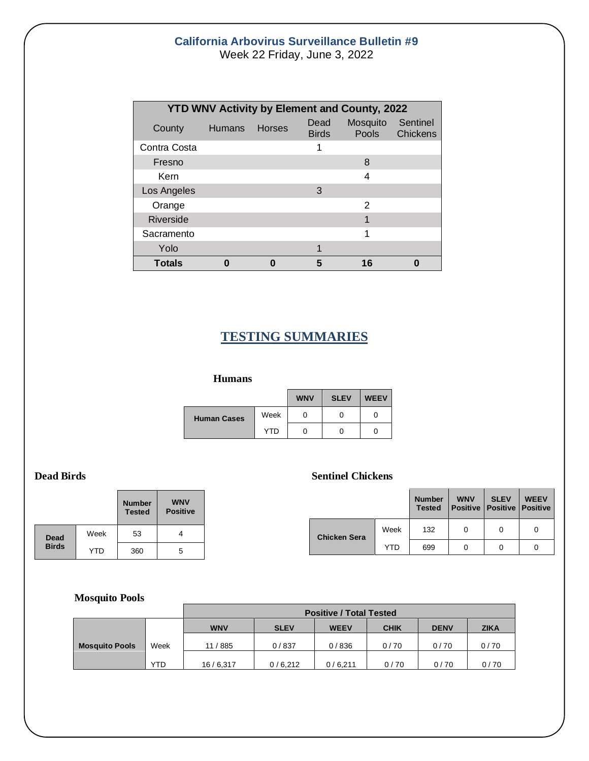## California Arbovirus Surveillance Bulletin #9

Week 22 Friday, June 3, 2022

| YTD WNV Activity by Element and County, 2022 | | | | | |
|---|---|---|---|---|---|
| County | Humans | Horses | Dead Birds | Mosquito Pools | Sentinel Chickens |
| Contra Costa | | | 1 | | |
| Fresno | | | | 8 | |
| Kern | | | | 4 | |
| Los Angeles | | | 3 | | |
| Orange | | | | 2 | |
| Riverside | | | | 1 | |
| Sacramento | | | | 1 | |
| Yolo | | | 1 | | |
| **Totals** | **0** | **0** | **5** | **16** | **0** |

## TESTING SUMMARIES

### Humans

| | | WNV | SLEV | WEEV |
|---|---|---|---|---|
| Human Cases | Week | 0 | 0 | 0 |
| | YTD | 0 | 0 | 0 |

### Dead Birds

| | | Number Tested | WNV Positive |
|---|---|---|---|
| Dead Birds | Week | 53 | 4 |
| | YTD | 360 | 5 |

### Sentinel Chickens

| | | Number Tested | WNV Positive | SLEV Positive | WEEV Positive |
|---|---|---|---|---|---|
| Chicken Sera | Week | 132 | 0 | 0 | 0 |
| | YTD | 699 | 0 | 0 | 0 |

### Mosquito Pools

| | | Positive / Total Tested | | | | | |
|---|---|---|---|---|---|---|---|
| | | WNV | SLEV | WEEV | CHIK | DENV | ZIKA |
| Mosquito Pools | Week | 11 / 885 | 0 / 837 | 0 / 836 | 0 / 70 | 0 / 70 | 0 / 70 |
| | YTD | 16 / 6,317 | 0 / 6,212 | 0 / 6,211 | 0 / 70 | 0 / 70 | 0 / 70 |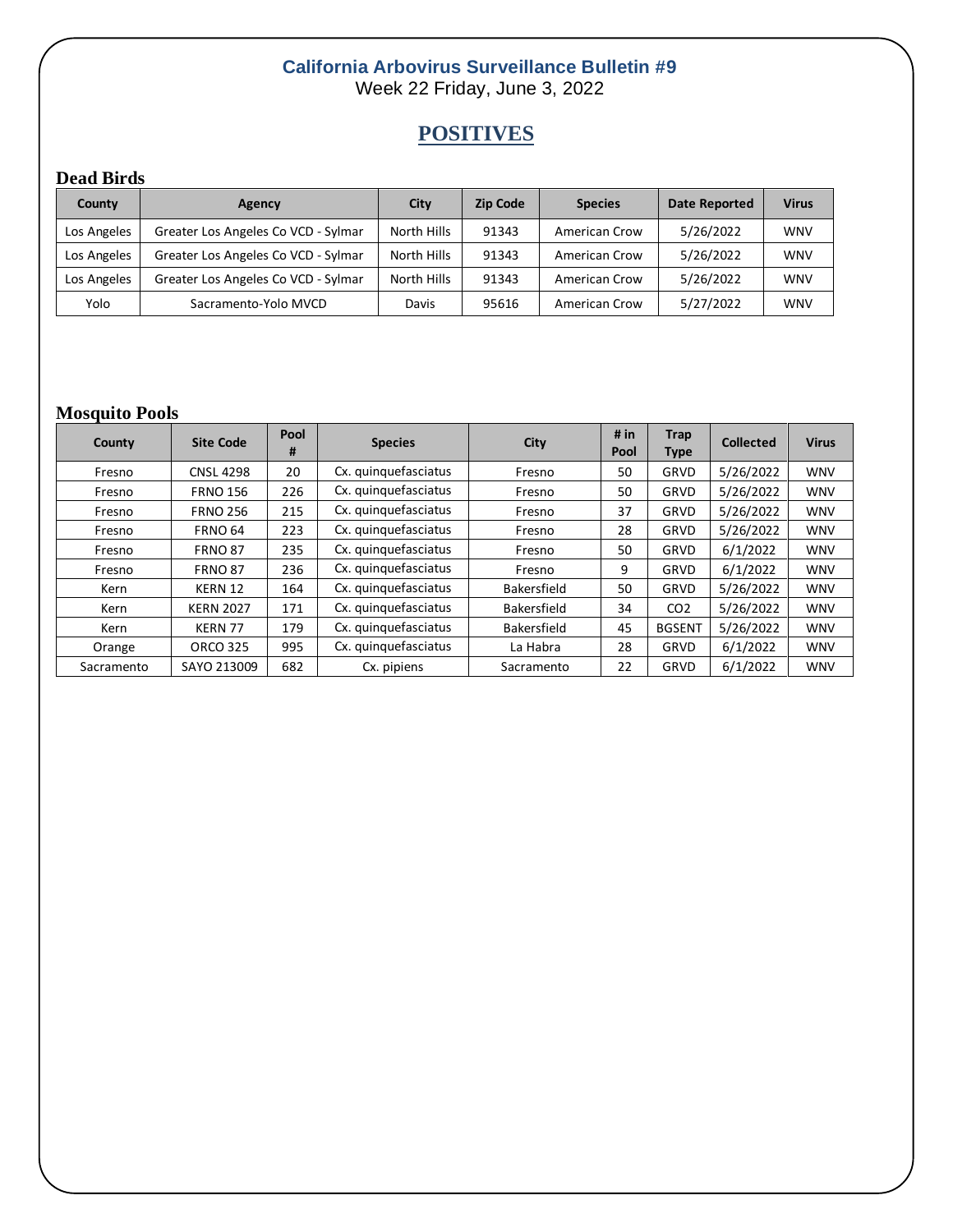# California Arbovirus Surveillance Bulletin #9

Week 22 Friday, June 3, 2022

## POSITIVES

### Dead Birds

| County | Agency | City | Zip Code | Species | Date Reported | Virus |
|---|---|---|---|---|---|---|
| Los Angeles | Greater Los Angeles Co VCD - Sylmar | North Hills | 91343 | American Crow | 5/26/2022 | WNV |
| Los Angeles | Greater Los Angeles Co VCD - Sylmar | North Hills | 91343 | American Crow | 5/26/2022 | WNV |
| Los Angeles | Greater Los Angeles Co VCD - Sylmar | North Hills | 91343 | American Crow | 5/26/2022 | WNV |
| Yolo | Sacramento-Yolo MVCD | Davis | 95616 | American Crow | 5/27/2022 | WNV |

### Mosquito Pools

| County | Site Code | Pool # | Species | City | # in Pool | Trap Type | Collected | Virus |
|---|---|---|---|---|---|---|---|---|
| Fresno | CNSL 4298 | 20 | Cx. quinquefasciatus | Fresno | 50 | GRVD | 5/26/2022 | WNV |
| Fresno | FRNO 156 | 226 | Cx. quinquefasciatus | Fresno | 50 | GRVD | 5/26/2022 | WNV |
| Fresno | FRNO 256 | 215 | Cx. quinquefasciatus | Fresno | 37 | GRVD | 5/26/2022 | WNV |
| Fresno | FRNO 64 | 223 | Cx. quinquefasciatus | Fresno | 28 | GRVD | 5/26/2022 | WNV |
| Fresno | FRNO 87 | 235 | Cx. quinquefasciatus | Fresno | 50 | GRVD | 6/1/2022 | WNV |
| Fresno | FRNO 87 | 236 | Cx. quinquefasciatus | Fresno | 9 | GRVD | 6/1/2022 | WNV |
| Kern | KERN 12 | 164 | Cx. quinquefasciatus | Bakersfield | 50 | GRVD | 5/26/2022 | WNV |
| Kern | KERN 2027 | 171 | Cx. quinquefasciatus | Bakersfield | 34 | CO2 | 5/26/2022 | WNV |
| Kern | KERN 77 | 179 | Cx. quinquefasciatus | Bakersfield | 45 | BGSENT | 5/26/2022 | WNV |
| Orange | ORCO 325 | 995 | Cx. quinquefasciatus | La Habra | 28 | GRVD | 6/1/2022 | WNV |
| Sacramento | SAYO 213009 | 682 | Cx. pipiens | Sacramento | 22 | GRVD | 6/1/2022 | WNV |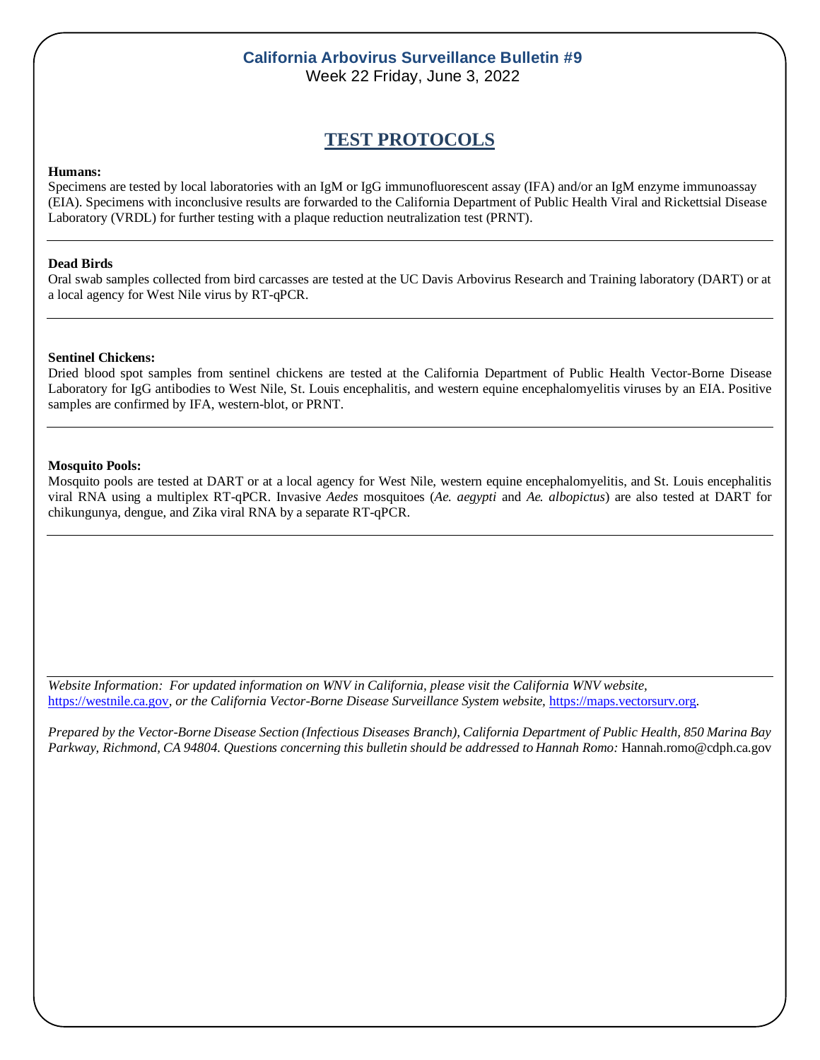**California Arbovirus Surveillance Bulletin #9**

Week 22 Friday, June 3, 2022

# TEST PROTOCOLS

**Humans:**

Specimens are tested by local laboratories with an IgM or IgG immunofluorescent assay (IFA) and/or an IgM enzyme immunoassay (EIA). Specimens with inconclusive results are forwarded to the California Department of Public Health Viral and Rickettsial Disease Laboratory (VRDL) for further testing with a plaque reduction neutralization test (PRNT).

**Dead Birds**

Oral swab samples collected from bird carcasses are tested at the UC Davis Arbovirus Research and Training laboratory (DART) or at a local agency for West Nile virus by RT-qPCR.

**Sentinel Chickens:**

Dried blood spot samples from sentinel chickens are tested at the California Department of Public Health Vector-Borne Disease Laboratory for IgG antibodies to West Nile, St. Louis encephalitis, and western equine encephalomyelitis viruses by an EIA. Positive samples are confirmed by IFA, western-blot, or PRNT.

**Mosquito Pools:**

Mosquito pools are tested at DART or at a local agency for West Nile, western equine encephalomyelitis, and St. Louis encephalitis viral RNA using a multiplex RT-qPCR. Invasive *Aedes* mosquitoes (*Ae. aegypti* and *Ae. albopictus*) are also tested at DART for chikungunya, dengue, and Zika viral RNA by a separate RT-qPCR.

*Website Information: For updated information on WNV in California, please visit the California WNV website,* https://westnile.ca.gov, *or the California Vector-Borne Disease Surveillance System website,* https://maps.vectorsurv.org.

*Prepared by the Vector-Borne Disease Section (Infectious Diseases Branch), California Department of Public Health, 850 Marina Bay Parkway, Richmond, CA 94804. Questions concerning this bulletin should be addressed to Hannah Romo:* Hannah.romo@cdph.ca.gov